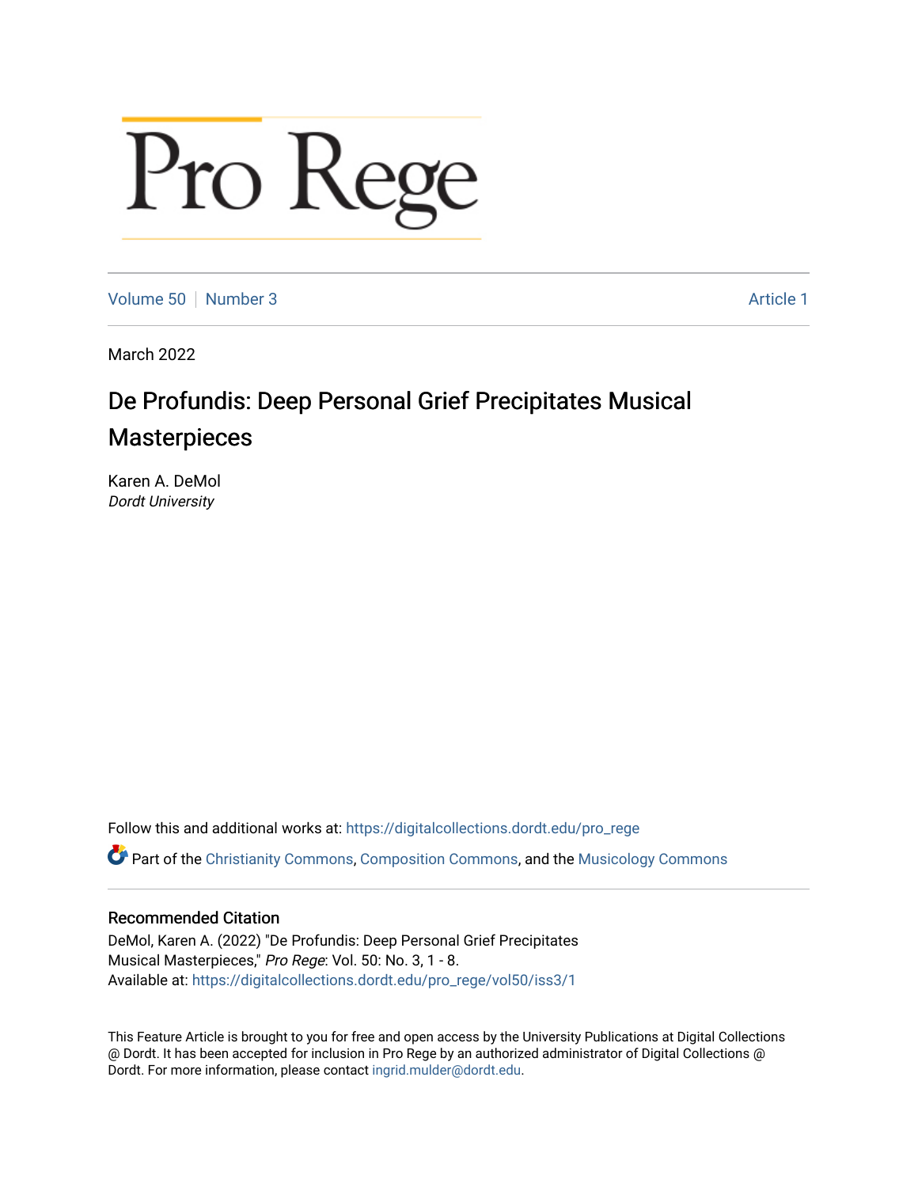# Pro Rege

Volume 50 | Number 3 | Article 1

March 2022

## De Profundis: Deep Personal Grief Precipitates Musical Masterpieces

Karen A. DeMol
*Dordt University*

Follow this and additional works at: https://digitalcollections.dordt.edu/pro_rege

Part of the Christianity Commons, Composition Commons, and the Musicology Commons

### Recommended Citation

DeMol, Karen A. (2022) "De Profundis: Deep Personal Grief Precipitates Musical Masterpieces," *Pro Rege*: Vol. 50: No. 3, 1 - 8.
Available at: https://digitalcollections.dordt.edu/pro_rege/vol50/iss3/1

This Feature Article is brought to you for free and open access by the University Publications at Digital Collections @ Dordt. It has been accepted for inclusion in Pro Rege by an authorized administrator of Digital Collections @ Dordt. For more information, please contact ingrid.mulder@dordt.edu.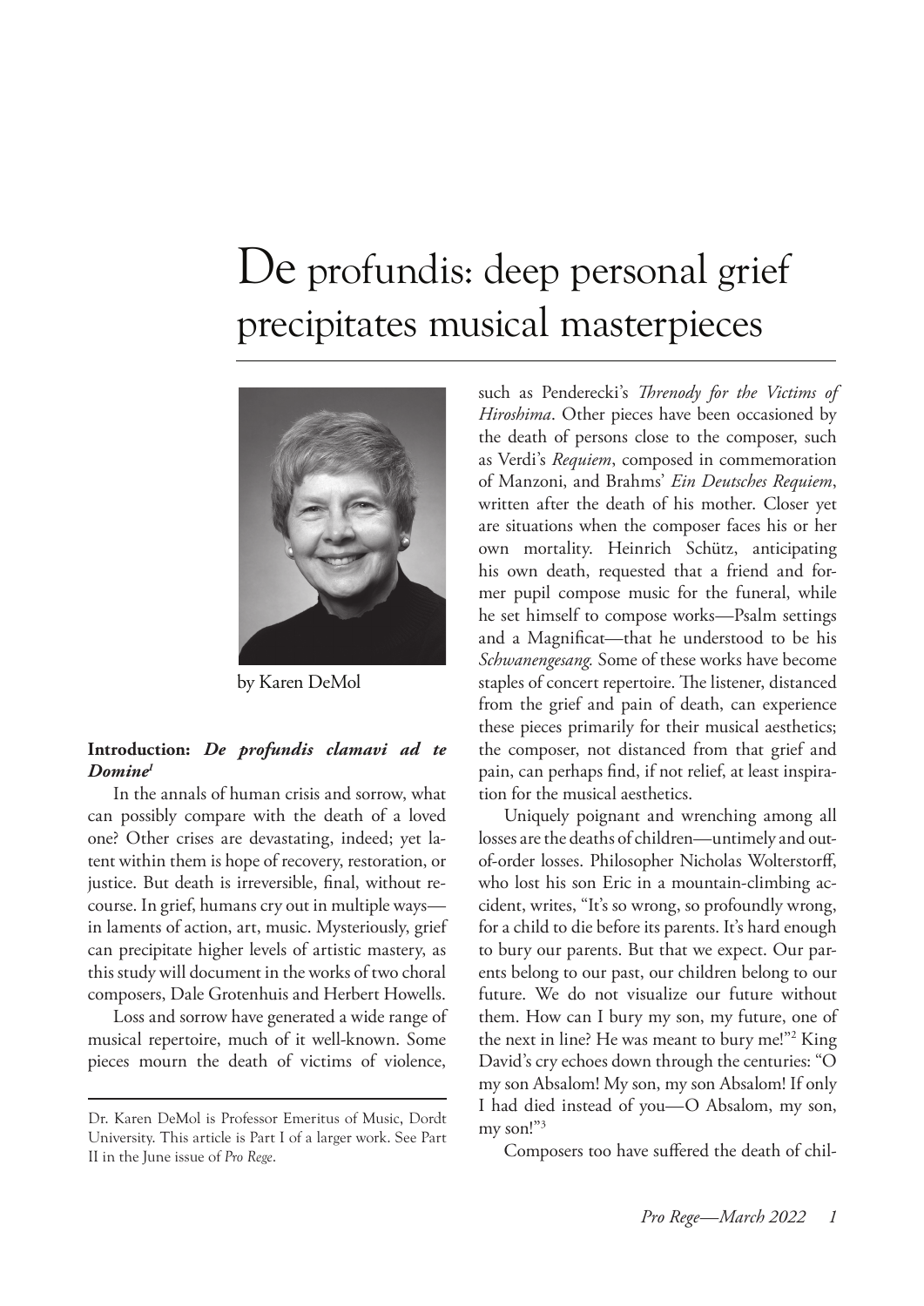# De profundis: deep personal grief precipitates musical masterpieces

by Karen DeMol

Dr. Karen DeMol is Professor Emeritus of Music, Dordt University. This article is Part I of a larger work. See Part II in the June issue of *Pro Rege*.

### Introduction: *De profundis clamavi ad te Domine*[1]

In the annals of human crisis and sorrow, what can possibly compare with the death of a loved one? Other crises are devastating, indeed; yet latent within them is hope of recovery, restoration, or justice. But death is irreversible, final, without recourse. In grief, humans cry out in multiple ways—in laments of action, art, music. Mysteriously, grief can precipitate higher levels of artistic mastery, as this study will document in the works of two choral composers, Dale Grotenhuis and Herbert Howells.

Loss and sorrow have generated a wide range of musical repertoire, much of it well-known. Some pieces mourn the death of victims of violence, such as Penderecki's *Threnody for the Victims of Hiroshima*. Other pieces have been occasioned by the death of persons close to the composer, such as Verdi's *Requiem*, composed in commemoration of Manzoni, and Brahms' *Ein Deutsches Requiem*, written after the death of his mother. Closer yet are situations when the composer faces his or her own mortality. Heinrich Schütz, anticipating his own death, requested that a friend and former pupil compose music for the funeral, while he set himself to compose works—Psalm settings and a Magnificat—that he understood to be his *Schwanengesang.* Some of these works have become staples of concert repertoire. The listener, distanced from the grief and pain of death, can experience these pieces primarily for their musical aesthetics; the composer, not distanced from that grief and pain, can perhaps find, if not relief, at least inspiration for the musical aesthetics.

Uniquely poignant and wrenching among all losses are the deaths of children—untimely and out-of-order losses. Philosopher Nicholas Wolterstorff, who lost his son Eric in a mountain-climbing accident, writes, "It's so wrong, so profoundly wrong, for a child to die before its parents. It's hard enough to bury our parents. But that we expect. Our parents belong to our past, our children belong to our future. We do not visualize our future without them. How can I bury my son, my future, one of the next in line? He was meant to bury me!"[2] King David's cry echoes down through the centuries: "O my son Absalom! My son, my son Absalom! If only I had died instead of you—O Absalom, my son, my son!"[3]

Composers too have suffered the death of chil-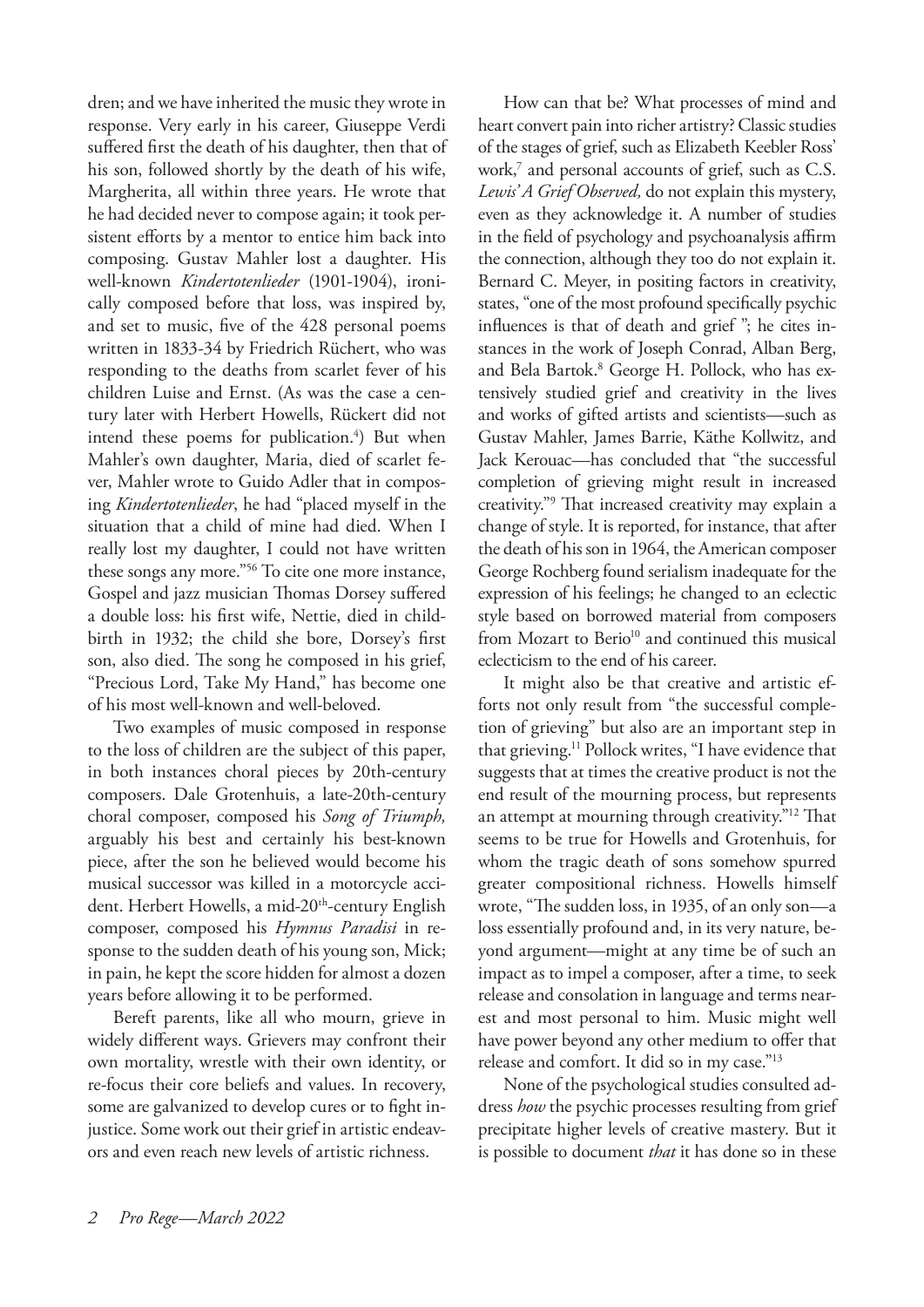dren; and we have inherited the music they wrote in response. Very early in his career, Giuseppe Verdi suffered first the death of his daughter, then that of his son, followed shortly by the death of his wife, Margherita, all within three years. He wrote that he had decided never to compose again; it took persistent efforts by a mentor to entice him back into composing. Gustav Mahler lost a daughter. His well-known *Kindertotenlieder* (1901-1904), ironically composed before that loss, was inspired by, and set to music, five of the 428 personal poems written in 1833-34 by Friedrich Rüchert, who was responding to the deaths from scarlet fever of his children Luise and Ernst. (As was the case a century later with Herbert Howells, Rückert did not intend these poems for publication.[4]) But when Mahler's own daughter, Maria, died of scarlet fever, Mahler wrote to Guido Adler that in composing *Kindertotenlieder*, he had "placed myself in the situation that a child of mine had died. When I really lost my daughter, I could not have written these songs any more."[56] To cite one more instance, Gospel and jazz musician Thomas Dorsey suffered a double loss: his first wife, Nettie, died in childbirth in 1932; the child she bore, Dorsey's first son, also died. The song he composed in his grief, "Precious Lord, Take My Hand," has become one of his most well-known and well-beloved.

Two examples of music composed in response to the loss of children are the subject of this paper, in both instances choral pieces by 20th-century composers. Dale Grotenhuis, a late-20th-century choral composer, composed his *Song of Triumph,* arguably his best and certainly his best-known piece, after the son he believed would become his musical successor was killed in a motorcycle accident. Herbert Howells, a mid-20th-century English composer, composed his *Hymnus Paradisi* in response to the sudden death of his young son, Mick; in pain, he kept the score hidden for almost a dozen years before allowing it to be performed.

Bereft parents, like all who mourn, grieve in widely different ways. Grievers may confront their own mortality, wrestle with their own identity, or re-focus their core beliefs and values. In recovery, some are galvanized to develop cures or to fight injustice. Some work out their grief in artistic endeavors and even reach new levels of artistic richness.

How can that be? What processes of mind and heart convert pain into richer artistry? Classic studies of the stages of grief, such as Elizabeth Keebler Ross' work,[7] and personal accounts of grief, such as C.S. *Lewis' A Grief Observed,* do not explain this mystery, even as they acknowledge it. A number of studies in the field of psychology and psychoanalysis affirm the connection, although they too do not explain it. Bernard C. Meyer, in positing factors in creativity, states, "one of the most profound specifically psychic influences is that of death and grief "; he cites instances in the work of Joseph Conrad, Alban Berg, and Bela Bartok.[8] George H. Pollock, who has extensively studied grief and creativity in the lives and works of gifted artists and scientists—such as Gustav Mahler, James Barrie, Käthe Kollwitz, and Jack Kerouac—has concluded that "the successful completion of grieving might result in increased creativity."[9] That increased creativity may explain a change of style. It is reported, for instance, that after the death of his son in 1964, the American composer George Rochberg found serialism inadequate for the expression of his feelings; he changed to an eclectic style based on borrowed material from composers from Mozart to Berio[10] and continued this musical eclecticism to the end of his career.

It might also be that creative and artistic efforts not only result from "the successful completion of grieving" but also are an important step in that grieving.[11] Pollock writes, "I have evidence that suggests that at times the creative product is not the end result of the mourning process, but represents an attempt at mourning through creativity."[12] That seems to be true for Howells and Grotenhuis, for whom the tragic death of sons somehow spurred greater compositional richness. Howells himself wrote, "The sudden loss, in 1935, of an only son—a loss essentially profound and, in its very nature, beyond argument—might at any time be of such an impact as to impel a composer, after a time, to seek release and consolation in language and terms nearest and most personal to him. Music might well have power beyond any other medium to offer that release and comfort. It did so in my case."[13]

None of the psychological studies consulted address *how* the psychic processes resulting from grief precipitate higher levels of creative mastery. But it is possible to document *that* it has done so in these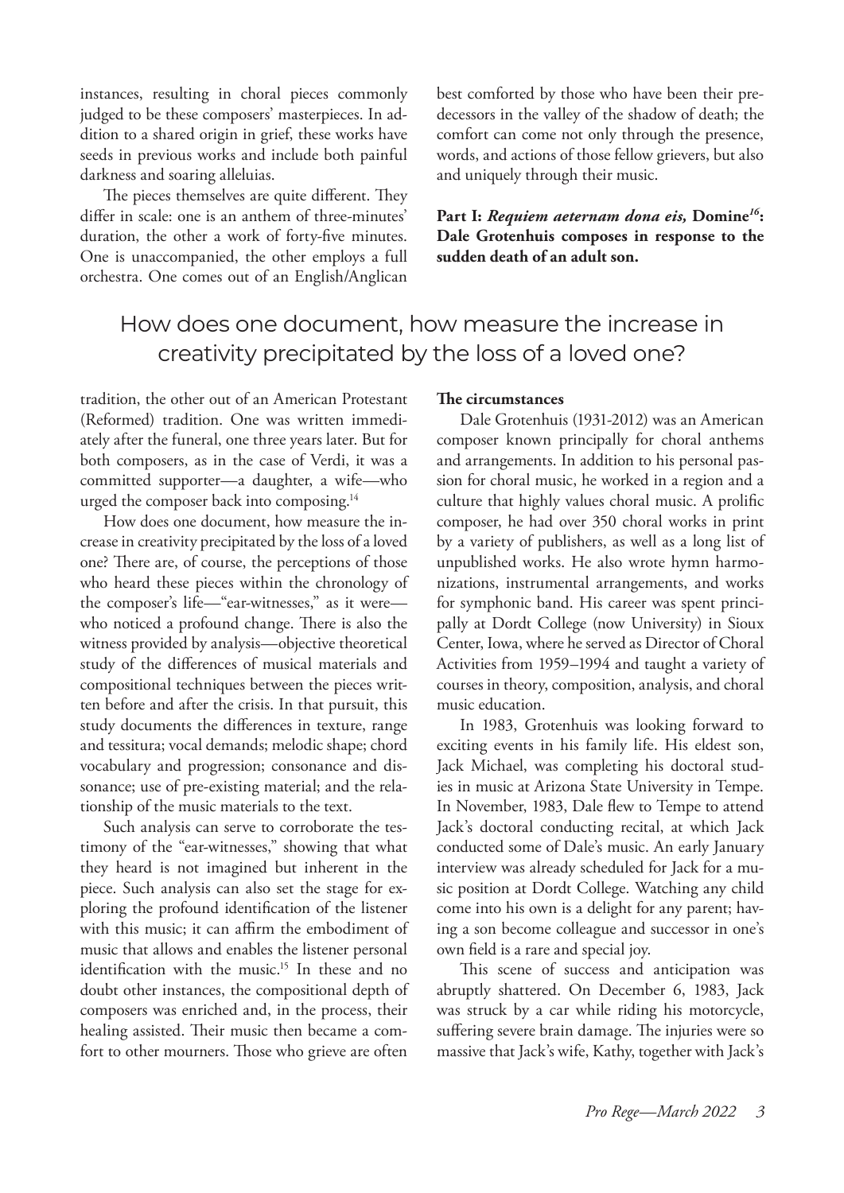instances, resulting in choral pieces commonly judged to be these composers' masterpieces. In addition to a shared origin in grief, these works have seeds in previous works and include both painful darkness and soaring alleluias.

The pieces themselves are quite different. They differ in scale: one is an anthem of three-minutes' duration, the other a work of forty-five minutes. One is unaccompanied, the other employs a full orchestra. One comes out of an English/Anglican tradition, the other out of an American Protestant (Reformed) tradition. One was written immediately after the funeral, one three years later. But for both composers, as in the case of Verdi, it was a committed supporter—a daughter, a wife—who urged the composer back into composing.[14]

How does one document, how measure the increase in creativity precipitated by the loss of a loved one? There are, of course, the perceptions of those who heard these pieces within the chronology of the composer's life—"ear-witnesses," as it were—who noticed a profound change. There is also the witness provided by analysis—objective theoretical study of the differences of musical materials and compositional techniques between the pieces written before and after the crisis. In that pursuit, this study documents the differences in texture, range and tessitura; vocal demands; melodic shape; chord vocabulary and progression; consonance and dissonance; use of pre-existing material; and the relationship of the music materials to the text.

Such analysis can serve to corroborate the testimony of the "ear-witnesses," showing that what they heard is not imagined but inherent in the piece. Such analysis can also set the stage for exploring the profound identification of the listener with this music; it can affirm the embodiment of music that allows and enables the listener personal identification with the music.[15] In these and no doubt other instances, the compositional depth of composers was enriched and, in the process, their healing assisted. Their music then became a comfort to other mourners. Those who grieve are often best comforted by those who have been their predecessors in the valley of the shadow of death; the comfort can come not only through the presence, words, and actions of those fellow grievers, but also and uniquely through their music.

> How does one document, how measure the increase in creativity precipitated by the loss of a loved one?

**Part I: *Requiem aeternam dona eis,* Domine[16]: Dale Grotenhuis composes in response to the sudden death of an adult son.**

**The circumstances**

Dale Grotenhuis (1931-2012) was an American composer known principally for choral anthems and arrangements. In addition to his personal passion for choral music, he worked in a region and a culture that highly values choral music. A prolific composer, he had over 350 choral works in print by a variety of publishers, as well as a long list of unpublished works. He also wrote hymn harmonizations, instrumental arrangements, and works for symphonic band. His career was spent principally at Dordt College (now University) in Sioux Center, Iowa, where he served as Director of Choral Activities from 1959–1994 and taught a variety of courses in theory, composition, analysis, and choral music education.

In 1983, Grotenhuis was looking forward to exciting events in his family life. His eldest son, Jack Michael, was completing his doctoral studies in music at Arizona State University in Tempe. In November, 1983, Dale flew to Tempe to attend Jack's doctoral conducting recital, at which Jack conducted some of Dale's music. An early January interview was already scheduled for Jack for a music position at Dordt College. Watching any child come into his own is a delight for any parent; having a son become colleague and successor in one's own field is a rare and special joy.

This scene of success and anticipation was abruptly shattered. On December 6, 1983, Jack was struck by a car while riding his motorcycle, suffering severe brain damage. The injuries were so massive that Jack's wife, Kathy, together with Jack's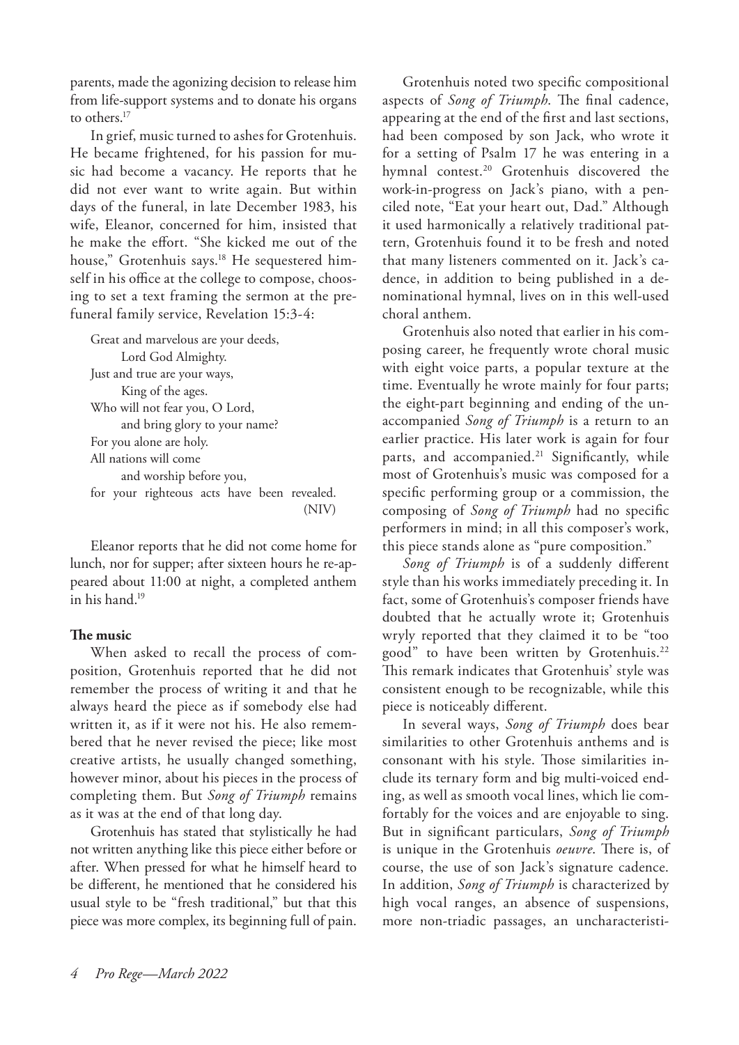parents, made the agonizing decision to release him from life-support systems and to donate his organs to others.[17]

In grief, music turned to ashes for Grotenhuis. He became frightened, for his passion for music had become a vacancy. He reports that he did not ever want to write again. But within days of the funeral, in late December 1983, his wife, Eleanor, concerned for him, insisted that he make the effort. "She kicked me out of the house," Grotenhuis says.[18] He sequestered himself in his office at the college to compose, choosing to set a text framing the sermon at the prefuneral family service, Revelation 15:3-4:

> Great and marvelous are your deeds,
> Lord God Almighty.
> Just and true are your ways,
> King of the ages.
> Who will not fear you, O Lord,
> and bring glory to your name?
> For you alone are holy.
> All nations will come
> and worship before you,
> for your righteous acts have been revealed.
> (NIV)

Eleanor reports that he did not come home for lunch, nor for supper; after sixteen hours he re-appeared about 11:00 at night, a completed anthem in his hand.[19]

**The music**

When asked to recall the process of composition, Grotenhuis reported that he did not remember the process of writing it and that he always heard the piece as if somebody else had written it, as if it were not his. He also remembered that he never revised the piece; like most creative artists, he usually changed something, however minor, about his pieces in the process of completing them. But *Song of Triumph* remains as it was at the end of that long day.

Grotenhuis has stated that stylistically he had not written anything like this piece either before or after. When pressed for what he himself heard to be different, he mentioned that he considered his usual style to be "fresh traditional," but that this piece was more complex, its beginning full of pain.

Grotenhuis noted two specific compositional aspects of *Song of Triumph*. The final cadence, appearing at the end of the first and last sections, had been composed by son Jack, who wrote it for a setting of Psalm 17 he was entering in a hymnal contest.[20] Grotenhuis discovered the work-in-progress on Jack's piano, with a penciled note, "Eat your heart out, Dad." Although it used harmonically a relatively traditional pattern, Grotenhuis found it to be fresh and noted that many listeners commented on it. Jack's cadence, in addition to being published in a denominational hymnal, lives on in this well-used choral anthem.

Grotenhuis also noted that earlier in his composing career, he frequently wrote choral music with eight voice parts, a popular texture at the time. Eventually he wrote mainly for four parts; the eight-part beginning and ending of the unaccompanied *Song of Triumph* is a return to an earlier practice. His later work is again for four parts, and accompanied.[21] Significantly, while most of Grotenhuis's music was composed for a specific performing group or a commission, the composing of *Song of Triumph* had no specific performers in mind; in all this composer's work, this piece stands alone as "pure composition."

*Song of Triumph* is of a suddenly different style than his works immediately preceding it. In fact, some of Grotenhuis's composer friends have doubted that he actually wrote it; Grotenhuis wryly reported that they claimed it to be "too good" to have been written by Grotenhuis.[22] This remark indicates that Grotenhuis' style was consistent enough to be recognizable, while this piece is noticeably different.

In several ways, *Song of Triumph* does bear similarities to other Grotenhuis anthems and is consonant with his style. Those similarities include its ternary form and big multi-voiced ending, as well as smooth vocal lines, which lie comfortably for the voices and are enjoyable to sing. But in significant particulars, *Song of Triumph* is unique in the Grotenhuis *oeuvre*. There is, of course, the use of son Jack's signature cadence. In addition, *Song of Triumph* is characterized by high vocal ranges, an absence of suspensions, more non-triadic passages, an uncharacteristi-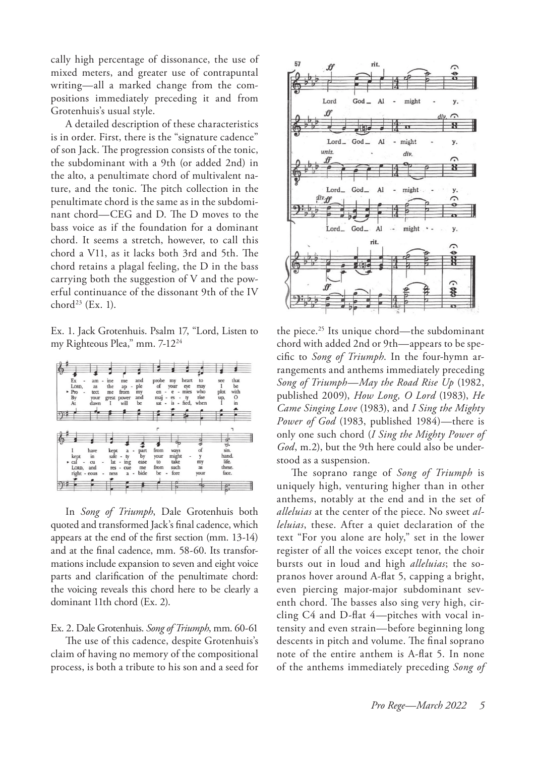cally high percentage of dissonance, the use of mixed meters, and greater use of contrapuntal writing—all a marked change from the compositions immediately preceding it and from Grotenhuis's usual style.

A detailed description of these characteristics is in order. First, there is the "signature cadence" of son Jack. The progression consists of the tonic, the subdominant with a 9th (or added 2nd) in the alto, a penultimate chord of multivalent nature, and the tonic. The pitch collection in the penultimate chord is the same as in the subdominant chord—CEG and D. The D moves to the bass voice as if the foundation for a dominant chord. It seems a stretch, however, to call this chord a V11, as it lacks both 3rd and 5th. The chord retains a plagal feeling, the D in the bass carrying both the suggestion of V and the powerful continuance of the dissonant 9th of the IV chord[23] (Ex. 1).

Ex. 1. Jack Grotenhuis. Psalm 17, "Lord, Listen to my Righteous Plea," mm. 7-12[24]

In *Song of Triumph*, Dale Grotenhuis both quoted and transformed Jack's final cadence, which appears at the end of the first section (mm. 13-14) and at the final cadence, mm. 58-60. Its transformations include expansion to seven and eight voice parts and clarification of the penultimate chord: the voicing reveals this chord here to be clearly a dominant 11th chord (Ex. 2).

Ex. 2. Dale Grotenhuis. *Song of Triumph*, mm. 60-61

The use of this cadence, despite Grotenhuis's claim of having no memory of the compositional process, is both a tribute to his son and a seed for the piece.[25] Its unique chord—the subdominant chord with added 2nd or 9th—appears to be specific to *Song of Triumph*. In the four-hymn arrangements and anthems immediately preceding *Song of Triumph—May the Road Rise Up* (1982, published 2009), *How Long, O Lord* (1983), *He Came Singing Love* (1983), and *I Sing the Mighty Power of God* (1983, published 1984)—there is only one such chord (*I Sing the Mighty Power of God*, m.2), but the 9th here could also be understood as a suspension.

The soprano range of *Song of Triumph* is uniquely high, venturing higher than in other anthems, notably at the end and in the set of *alleluias* at the center of the piece. No sweet *alleluias*, these. After a quiet declaration of the text "For you alone are holy," set in the lower register of all the voices except tenor, the choir bursts out in loud and high *alleluias*; the sopranos hover around A-flat 5, capping a bright, even piercing major-major subdominant seventh chord. The basses also sing very high, circling C4 and D-flat 4—pitches with vocal intensity and even strain—before beginning long descents in pitch and volume. The final soprano note of the entire anthem is A-flat 5. In none of the anthems immediately preceding *Song of*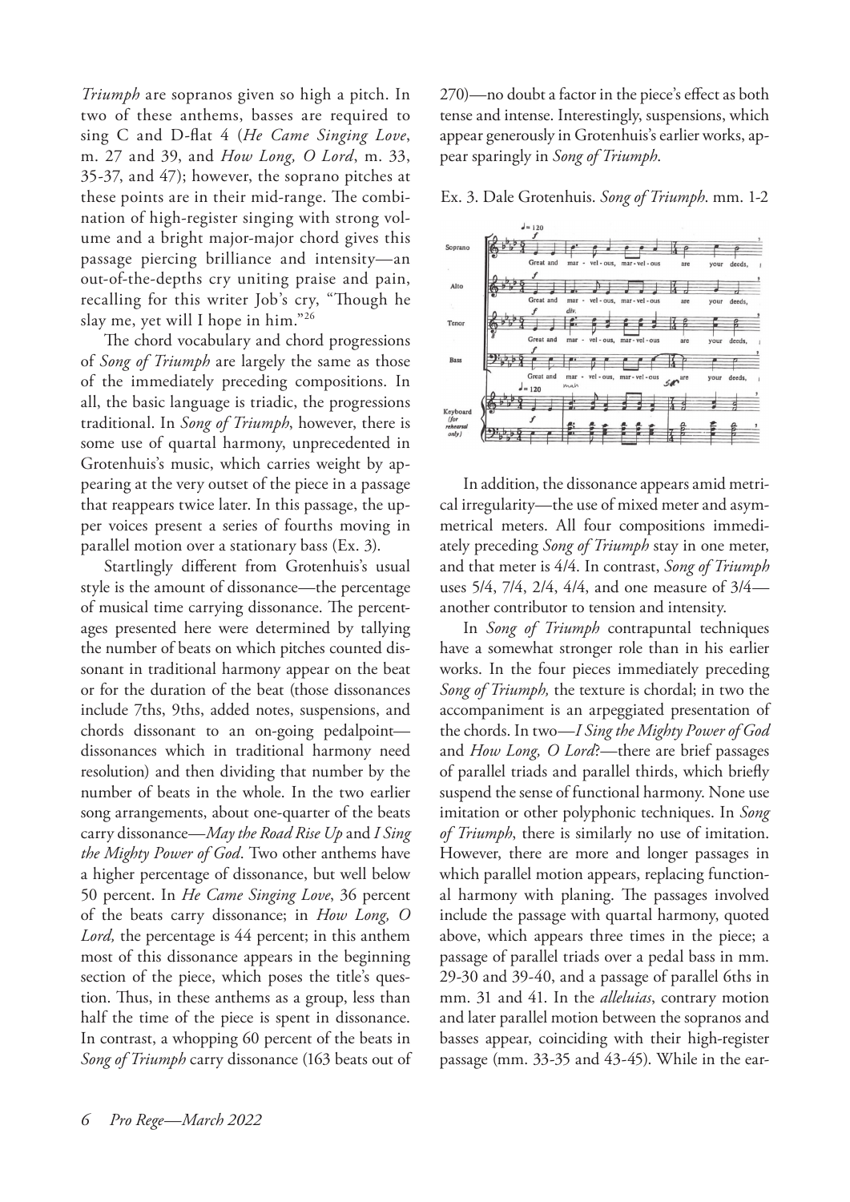*Triumph* are sopranos given so high a pitch. In two of these anthems, basses are required to sing C and D-flat 4 (*He Came Singing Love*, m. 27 and 39, and *How Long, O Lord*, m. 33, 35-37, and 47); however, the soprano pitches at these points are in their mid-range. The combination of high-register singing with strong volume and a bright major-major chord gives this passage piercing brilliance and intensity—an out-of-the-depths cry uniting praise and pain, recalling for this writer Job's cry, "Though he slay me, yet will I hope in him."[26]

The chord vocabulary and chord progressions of *Song of Triumph* are largely the same as those of the immediately preceding compositions. In all, the basic language is triadic, the progressions traditional. In *Song of Triumph*, however, there is some use of quartal harmony, unprecedented in Grotenhuis's music, which carries weight by appearing at the very outset of the piece in a passage that reappears twice later. In this passage, the upper voices present a series of fourths moving in parallel motion over a stationary bass (Ex. 3).

Startlingly different from Grotenhuis's usual style is the amount of dissonance—the percentage of musical time carrying dissonance. The percentages presented here were determined by tallying the number of beats on which pitches counted dissonant in traditional harmony appear on the beat or for the duration of the beat (those dissonances include 7ths, 9ths, added notes, suspensions, and chords dissonant to an on-going pedalpoint—dissonances which in traditional harmony need resolution) and then dividing that number by the number of beats in the whole. In the two earlier song arrangements, about one-quarter of the beats carry dissonance—*May the Road Rise Up* and *I Sing the Mighty Power of God*. Two other anthems have a higher percentage of dissonance, but well below 50 percent. In *He Came Singing Love*, 36 percent of the beats carry dissonance; in *How Long, O Lord,* the percentage is 44 percent; in this anthem most of this dissonance appears in the beginning section of the piece, which poses the title's question. Thus, in these anthems as a group, less than half the time of the piece is spent in dissonance. In contrast, a whopping 60 percent of the beats in *Song of Triumph* carry dissonance (163 beats out of 270)—no doubt a factor in the piece's effect as both tense and intense. Interestingly, suspensions, which appear generously in Grotenhuis's earlier works, appear sparingly in *Song of Triumph*.

Ex. 3. Dale Grotenhuis. *Song of Triumph*. mm. 1-2

In addition, the dissonance appears amid metrical irregularity—the use of mixed meter and asymmetrical meters. All four compositions immediately preceding *Song of Triumph* stay in one meter, and that meter is 4/4. In contrast, *Song of Triumph* uses 5/4, 7/4, 2/4, 4/4, and one measure of 3/4—another contributor to tension and intensity.

In *Song of Triumph* contrapuntal techniques have a somewhat stronger role than in his earlier works. In the four pieces immediately preceding *Song of Triumph,* the texture is chordal; in two the accompaniment is an arpeggiated presentation of the chords. In two—*I Sing the Mighty Power of God* and *How Long, O Lord*?—there are brief passages of parallel triads and parallel thirds, which briefly suspend the sense of functional harmony. None use imitation or other polyphonic techniques. In *Song of Triumph*, there is similarly no use of imitation. However, there are more and longer passages in which parallel motion appears, replacing functional harmony with planing. The passages involved include the passage with quartal harmony, quoted above, which appears three times in the piece; a passage of parallel triads over a pedal bass in mm. 29-30 and 39-40, and a passage of parallel 6ths in mm. 31 and 41. In the *alleluias*, contrary motion and later parallel motion between the sopranos and basses appear, coinciding with their high-register passage (mm. 33-35 and 43-45). While in the ear-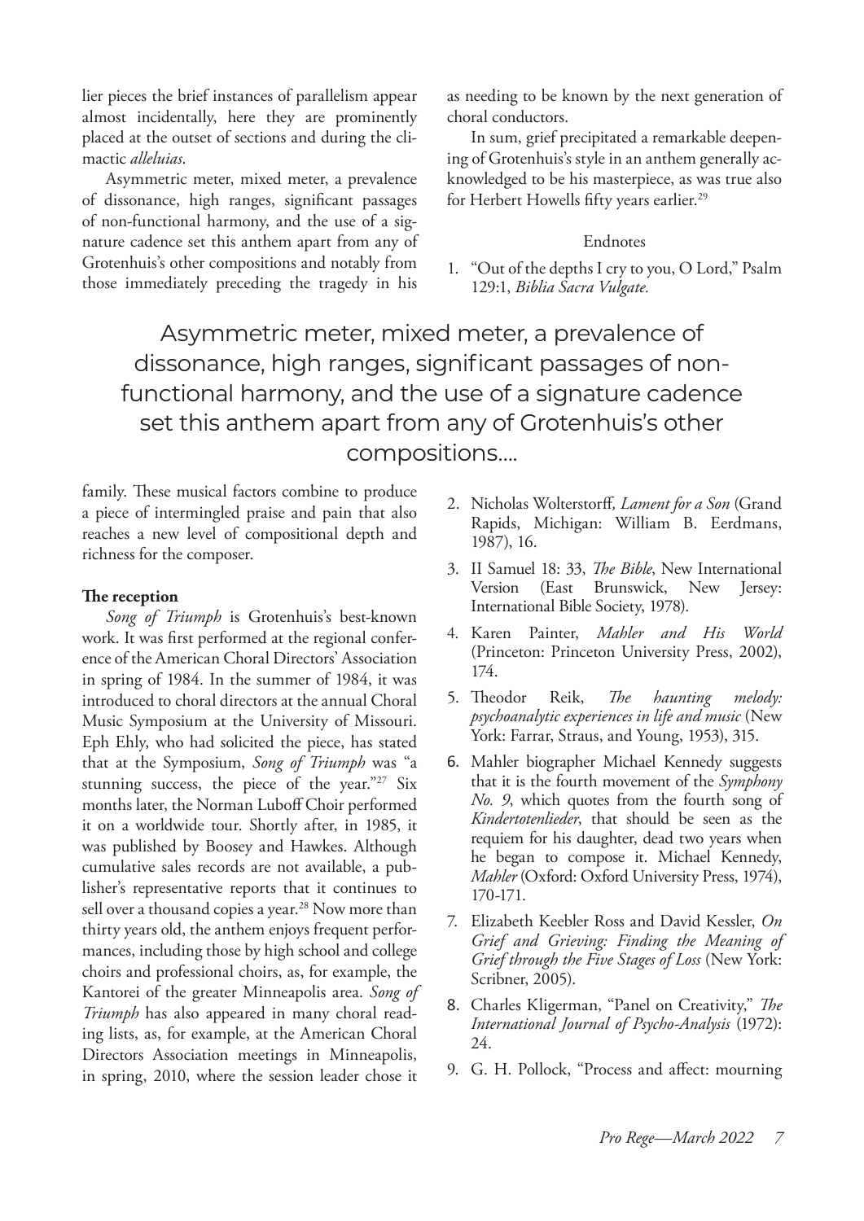lier pieces the brief instances of parallelism appear almost incidentally, here they are prominently placed at the outset of sections and during the climactic *alleluias*.

Asymmetric meter, mixed meter, a prevalence of dissonance, high ranges, significant passages of non-functional harmony, and the use of a signature cadence set this anthem apart from any of Grotenhuis's other compositions and notably from those immediately preceding the tragedy in his family. These musical factors combine to produce a piece of intermingled praise and pain that also reaches a new level of compositional depth and richness for the composer.

> Asymmetric meter, mixed meter, a prevalence of dissonance, high ranges, significant passages of non-functional harmony, and the use of a signature cadence set this anthem apart from any of Grotenhuis's other compositions....

**The reception**

*Song of Triumph* is Grotenhuis's best-known work. It was first performed at the regional conference of the American Choral Directors' Association in spring of 1984. In the summer of 1984, it was introduced to choral directors at the annual Choral Music Symposium at the University of Missouri. Eph Ehly, who had solicited the piece, has stated that at the Symposium, *Song of Triumph* was "a stunning success, the piece of the year."[27] Six months later, the Norman Luboff Choir performed it on a worldwide tour. Shortly after, in 1985, it was published by Boosey and Hawkes. Although cumulative sales records are not available, a publisher's representative reports that it continues to sell over a thousand copies a year.[28] Now more than thirty years old, the anthem enjoys frequent performances, including those by high school and college choirs and professional choirs, as, for example, the Kantorei of the greater Minneapolis area. *Song of Triumph* has also appeared in many choral reading lists, as, for example, at the American Choral Directors Association meetings in Minneapolis, in spring, 2010, where the session leader chose it as needing to be known by the next generation of choral conductors.

In sum, grief precipitated a remarkable deepening of Grotenhuis's style in an anthem generally acknowledged to be his masterpiece, as was true also for Herbert Howells fifty years earlier.[29]

## Endnotes

1. "Out of the depths I cry to you, O Lord," Psalm 129:1, *Biblia Sacra Vulgate.*
2. Nicholas Wolterstorff*, Lament for a Son* (Grand Rapids, Michigan: William B. Eerdmans, 1987), 16.
3. II Samuel 18: 33, *The Bible*, New International Version (East Brunswick, New Jersey: International Bible Society, 1978).
4. Karen Painter, *Mahler and His World* (Princeton: Princeton University Press, 2002), 174.
5. Theodor Reik, *The haunting melody: psychoanalytic experiences in life and music* (New York: Farrar, Straus, and Young, 1953), 315.
6. Mahler biographer Michael Kennedy suggests that it is the fourth movement of the *Symphony No. 9*, which quotes from the fourth song of *Kindertotenlieder*, that should be seen as the requiem for his daughter, dead two years when he began to compose it. Michael Kennedy, *Mahler* (Oxford: Oxford University Press, 1974), 170-171.
7. Elizabeth Keebler Ross and David Kessler, *On Grief and Grieving: Finding the Meaning of Grief through the Five Stages of Loss* (New York: Scribner, 2005).
8. Charles Kligerman, "Panel on Creativity," *The International Journal of Psycho-Analysis* (1972): 24.
9. G. H. Pollock, "Process and affect: mourning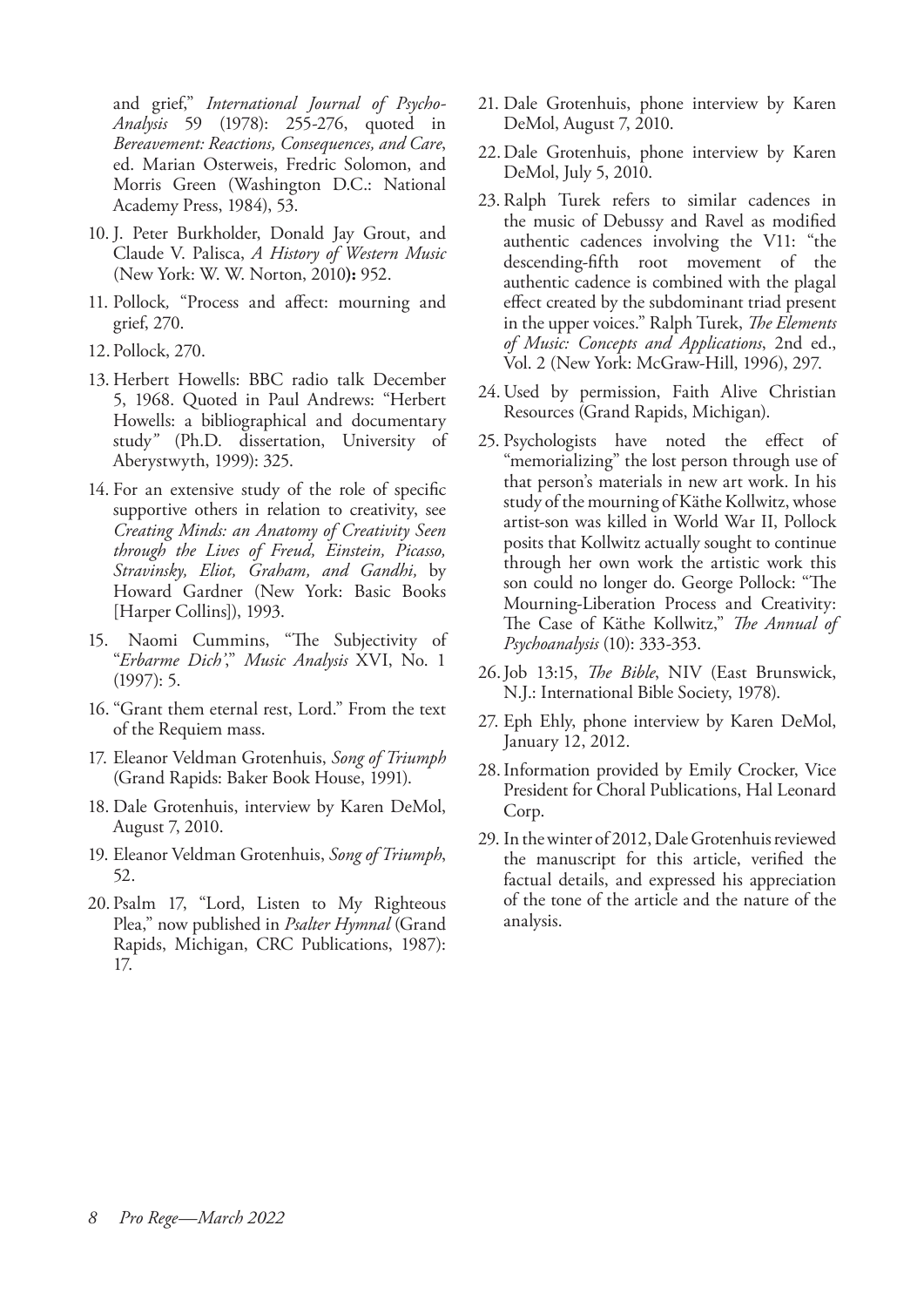and grief," *International Journal of Psycho-Analysis* 59 (1978): 255-276, quoted in *Bereavement: Reactions, Consequences, and Care*, ed. Marian Osterweis, Fredric Solomon, and Morris Green (Washington D.C.: National Academy Press, 1984), 53.

10. J. Peter Burkholder, Donald Jay Grout, and Claude V. Palisca, *A History of Western Music* (New York: W. W. Norton, 2010)**:** 952.

11. Pollock*,* "Process and affect: mourning and grief, 270.

12. Pollock, 270.

13. Herbert Howells: BBC radio talk December 5, 1968. Quoted in Paul Andrews: "Herbert Howells: a bibliographical and documentary study*"* (Ph.D. dissertation, University of Aberystwyth, 1999): 325.

14. For an extensive study of the role of specific supportive others in relation to creativity, see *Creating Minds: an Anatomy of Creativity Seen through the Lives of Freud, Einstein, Picasso, Stravinsky, Eliot, Graham, and Gandhi,* by Howard Gardner (New York: Basic Books [Harper Collins]), 1993.

15. Naomi Cummins, "The Subjectivity of "*Erbarme Dich'*," *Music Analysis* XVI, No. 1 (1997): 5.

16. "Grant them eternal rest, Lord." From the text of the Requiem mass.

17. Eleanor Veldman Grotenhuis, *Song of Triumph* (Grand Rapids: Baker Book House, 1991).

18. Dale Grotenhuis, interview by Karen DeMol, August 7, 2010.

19. Eleanor Veldman Grotenhuis, *Song of Triumph*, 52.

20. Psalm 17, "Lord, Listen to My Righteous Plea," now published in *Psalter Hymnal* (Grand Rapids, Michigan, CRC Publications, 1987): 17.

21. Dale Grotenhuis, phone interview by Karen DeMol, August 7, 2010.

22. Dale Grotenhuis, phone interview by Karen DeMol, July 5, 2010.

23. Ralph Turek refers to similar cadences in the music of Debussy and Ravel as modified authentic cadences involving the V11: "the descending-fifth root movement of the authentic cadence is combined with the plagal effect created by the subdominant triad present in the upper voices." Ralph Turek, *The Elements of Music: Concepts and Applications*, 2nd ed., Vol. 2 (New York: McGraw-Hill, 1996), 297.

24. Used by permission, Faith Alive Christian Resources (Grand Rapids, Michigan).

25. Psychologists have noted the effect of "memorializing" the lost person through use of that person's materials in new art work. In his study of the mourning of Käthe Kollwitz, whose artist-son was killed in World War II, Pollock posits that Kollwitz actually sought to continue through her own work the artistic work this son could no longer do. George Pollock: "The Mourning-Liberation Process and Creativity: The Case of Käthe Kollwitz," *The Annual of Psychoanalysis* (10): 333-353.

26. Job 13:15, *The Bible*, NIV (East Brunswick, N.J.: International Bible Society, 1978).

27. Eph Ehly, phone interview by Karen DeMol, January 12, 2012.

28. Information provided by Emily Crocker, Vice President for Choral Publications, Hal Leonard Corp.

29. In the winter of 2012, Dale Grotenhuis reviewed the manuscript for this article, verified the factual details, and expressed his appreciation of the tone of the article and the nature of the analysis.